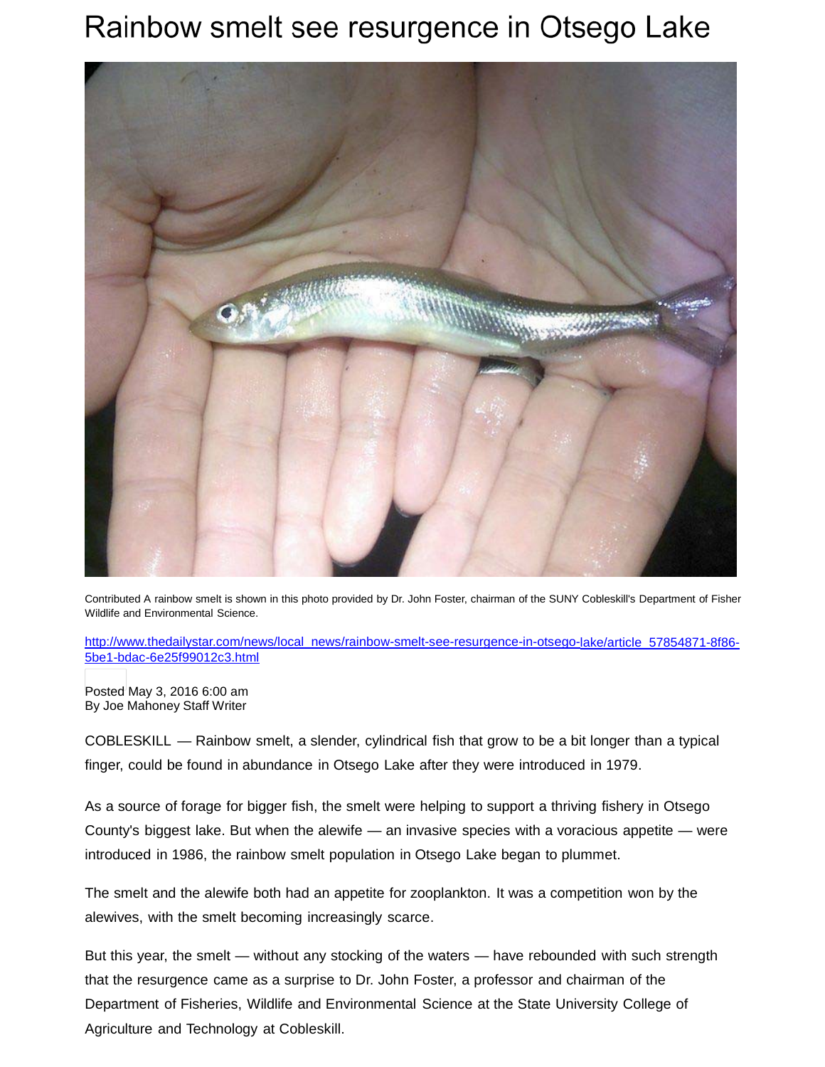# Rainbow smelt see resurgence in Otsego Lake

Contributed A rainbow smelt is shown in this photo provided by Dr. John Foster, chairman of the SUNY Cobleskill's Department of Fisher Wildlife and Environmental Science.

http://www.thedailystar.com/news/local_news/rainbow-smelt-see-resurgence-in-otsego-lake/article_57854871-8f86-5be1-bdac-6e25f99012c3.html

Posted May 3, 2016 6:00 am
By Joe Mahoney Staff Writer

COBLESKILL — Rainbow smelt, a slender, cylindrical fish that grow to be a bit longer than a typical finger, could be found in abundance in Otsego Lake after they were introduced in 1979.

As a source of forage for bigger fish, the smelt were helping to support a thriving fishery in Otsego County's biggest lake. But when the alewife — an invasive species with a voracious appetite — were introduced in 1986, the rainbow smelt population in Otsego Lake began to plummet.

The smelt and the alewife both had an appetite for zooplankton. It was a competition won by the alewives, with the smelt becoming increasingly scarce.

But this year, the smelt — without any stocking of the waters — have rebounded with such strength that the resurgence came as a surprise to Dr. John Foster, a professor and chairman of the Department of Fisheries, Wildlife and Environmental Science at the State University College of Agriculture and Technology at Cobleskill.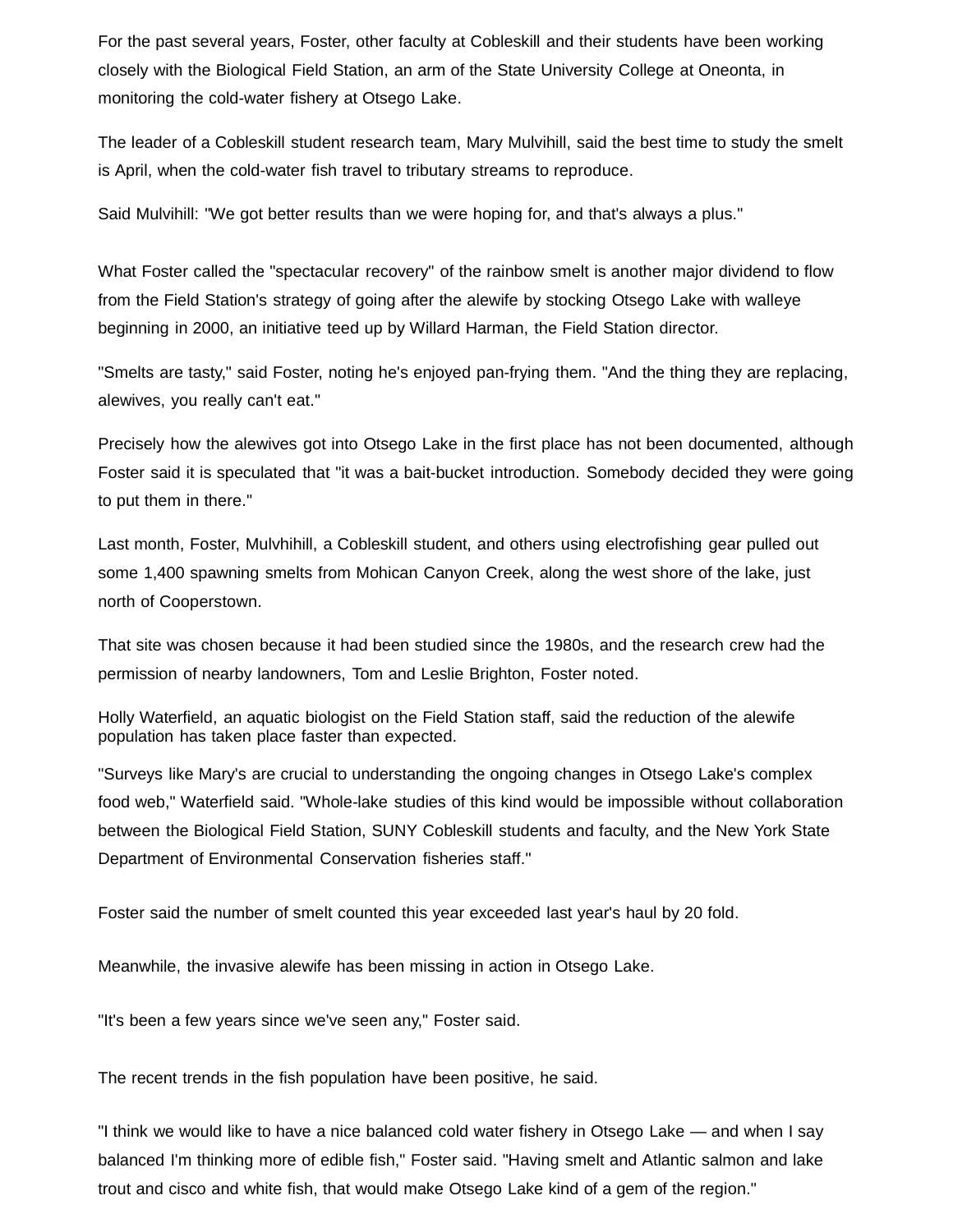For the past several years, Foster, other faculty at Cobleskill and their students have been working closely with the Biological Field Station, an arm of the State University College at Oneonta, in monitoring the cold-water fishery at Otsego Lake.

The leader of a Cobleskill student research team, Mary Mulvihill, said the best time to study the smelt is April, when the cold-water fish travel to tributary streams to reproduce.

Said Mulvihill: "We got better results than we were hoping for, and that's always a plus."

What Foster called the "spectacular recovery" of the rainbow smelt is another major dividend to flow from the Field Station's strategy of going after the alewife by stocking Otsego Lake with walleye beginning in 2000, an initiative teed up by Willard Harman, the Field Station director.

"Smelts are tasty," said Foster, noting he's enjoyed pan-frying them. "And the thing they are replacing, alewives, you really can't eat."

Precisely how the alewives got into Otsego Lake in the first place has not been documented, although Foster said it is speculated that "it was a bait-bucket introduction. Somebody decided they were going to put them in there."

Last month, Foster, Mulvhihill, a Cobleskill student, and others using electrofishing gear pulled out some 1,400 spawning smelts from Mohican Canyon Creek, along the west shore of the lake, just north of Cooperstown.

That site was chosen because it had been studied since the 1980s, and the research crew had the permission of nearby landowners, Tom and Leslie Brighton, Foster noted.

Holly Waterfield, an aquatic biologist on the Field Station staff, said the reduction of the alewife population has taken place faster than expected.

"Surveys like Mary's are crucial to understanding the ongoing changes in Otsego Lake's complex food web," Waterfield said. "Whole-lake studies of this kind would be impossible without collaboration between the Biological Field Station, SUNY Cobleskill students and faculty, and the New York State Department of Environmental Conservation fisheries staff."

Foster said the number of smelt counted this year exceeded last year's haul by 20 fold.

Meanwhile, the invasive alewife has been missing in action in Otsego Lake.

"It's been a few years since we've seen any," Foster said.

The recent trends in the fish population have been positive, he said.

"I think we would like to have a nice balanced cold water fishery in Otsego Lake — and when I say balanced I'm thinking more of edible fish," Foster said. "Having smelt and Atlantic salmon and lake trout and cisco and white fish, that would make Otsego Lake kind of a gem of the region."